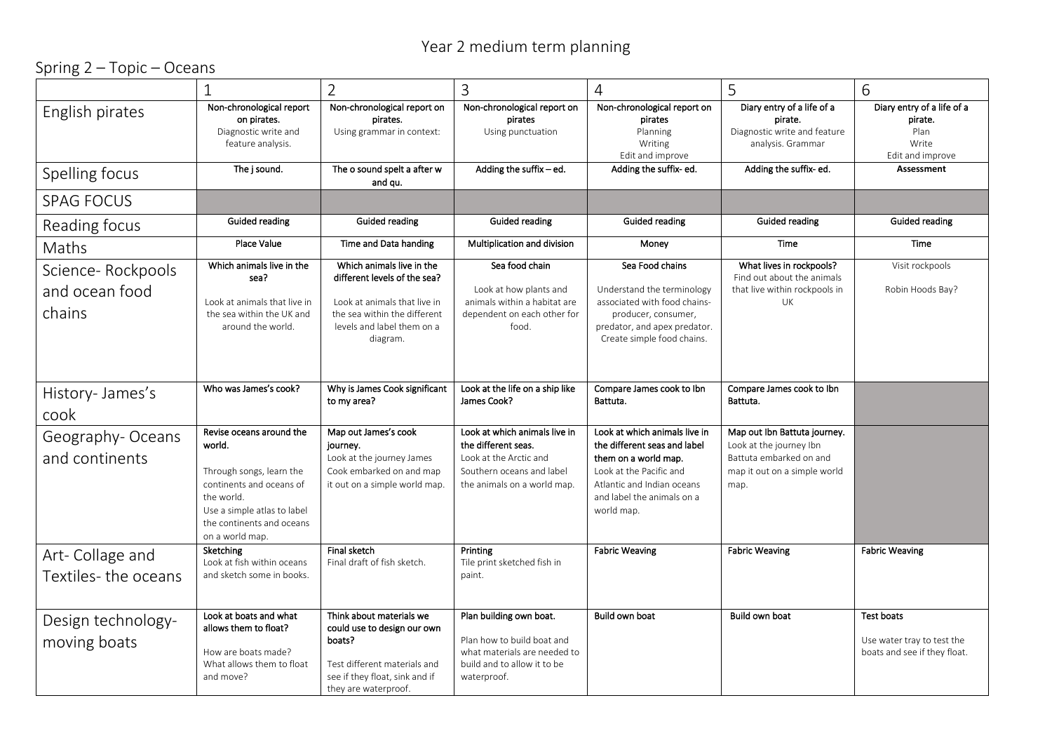# Year 2 medium term planning

## Spring 2 – Topic – Oceans

| | 1 | 2 | 3 | 4 | 5 | 6 |
|---|---|---|---|---|---|---|
| English pirates | **Non-chronological report on pirates.** Diagnostic write and feature analysis. | **Non-chronological report on pirates.** Using grammar in context: | **Non-chronological report on pirates** Using punctuation | **Non-chronological report on pirates** Planning Writing Edit and improve | **Diary entry of a life of a pirate.** Diagnostic write and feature analysis. Grammar | **Diary entry of a life of a pirate.** Plan Write Edit and improve |
| Spelling focus | **The j sound.** | **The o sound spelt a after w and qu.** | **Adding the suffix – ed.** | **Adding the suffix- ed.** | **Adding the suffix- ed.** | **Assessment** |
| SPAG FOCUS | | | | | | |
| Reading focus | **Guided reading** | **Guided reading** | **Guided reading** | **Guided reading** | **Guided reading** | **Guided reading** |
| Maths | **Place Value** | **Time and Data handing** | **Multiplication and division** | **Money** | **Time** | **Time** |
| Science- Rockpools and ocean food chains | **Which animals live in the sea?** Look at animals that live in the sea within the UK and around the world. | **Which animals live in the different levels of the sea?** Look at animals that live in the sea within the different levels and label them on a diagram. | **Sea food chain** Look at how plants and animals within a habitat are dependent on each other for food. | **Sea Food chains** Understand the terminology associated with food chains- producer, consumer, predator, and apex predator. Create simple food chains. | **What lives in rockpools?** Find out about the animals that live within rockpools in UK | Visit rockpools Robin Hoods Bay? |
| History- James's cook | **Who was James's cook?** | **Why is James Cook significant to my area?** | **Look at the life on a ship like James Cook?** | **Compare James cook to Ibn Battuta.** | **Compare James cook to Ibn Battuta.** | |
| Geography- Oceans and continents | **Revise oceans around the world.** Through songs, learn the continents and oceans of the world. Use a simple atlas to label the continents and oceans on a world map. | **Map out James's cook journey.** Look at the journey James Cook embarked on and map it out on a simple world map. | **Look at which animals live in the different seas.** Look at the Arctic and Southern oceans and label the animals on a world map. | **Look at which animals live in the different seas and label them on a world map.** Look at the Pacific and Atlantic and Indian oceans and label the animals on a world map. | **Map out Ibn Battuta journey.** Look at the journey Ibn Battuta embarked on and map it out on a simple world map. | |
| Art- Collage and Textiles- the oceans | **Sketching** Look at fish within oceans and sketch some in books. | **Final sketch** Final draft of fish sketch. | **Printing** Tile print sketched fish in paint. | **Fabric Weaving** | **Fabric Weaving** | **Fabric Weaving** |
| Design technology- moving boats | **Look at boats and what allows them to float?** How are boats made? What allows them to float and move? | **Think about materials we could use to design our own boats?** Test different materials and see if they float, sink and if they are waterproof. | **Plan building own boat.** Plan how to build boat and what materials are needed to build and to allow it to be waterproof. | **Build own boat** | **Build own boat** | **Test boats** Use water tray to test the boats and see if they float. |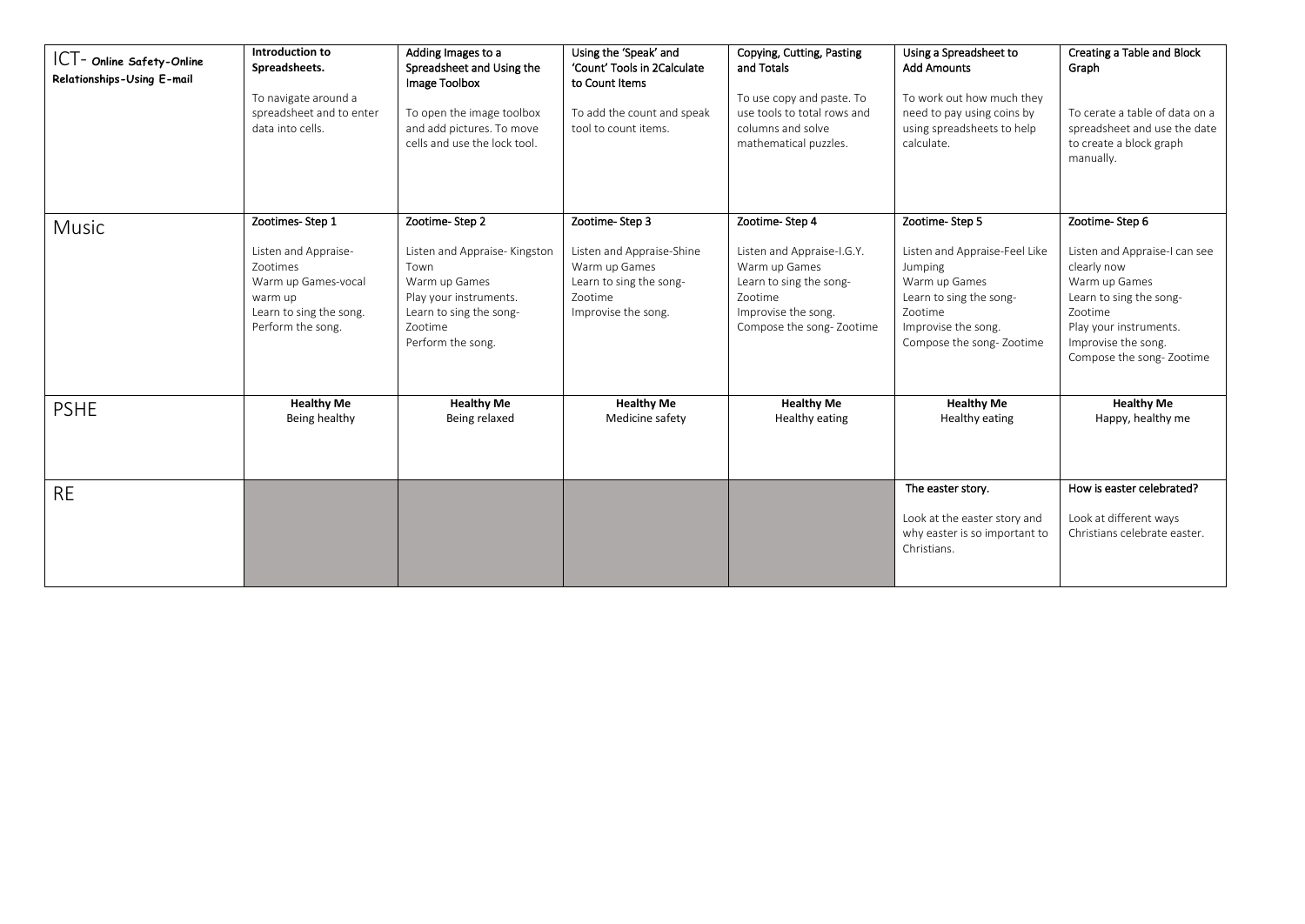| | | | | | | |
|---|---|---|---|---|---|---|
| ICT- **Online Safety-Online Relationships-Using E-mail** | **Introduction to Spreadsheets.**<br><br>To navigate around a spreadsheet and to enter data into cells. | Adding Images to a Spreadsheet and Using the Image Toolbox<br><br>To open the image toolbox and add pictures. To move cells and use the lock tool. | Using the 'Speak' and 'Count' Tools in 2Calculate to Count Items<br><br>To add the count and speak tool to count items. | Copying, Cutting, Pasting and Totals<br><br>To use copy and paste. To use tools to total rows and columns and solve mathematical puzzles. | Using a Spreadsheet to Add Amounts<br><br>To work out how much they need to pay using coins by using spreadsheets to help calculate. | Creating a Table and Block Graph<br><br>To cerate a table of data on a spreadsheet and use the date to create a block graph manually. |
| Music | Zootimes- Step 1<br><br>Listen and Appraise- Zootimes<br>Warm up Games-vocal warm up<br>Learn to sing the song.<br>Perform the song. | Zootime- Step 2<br><br>Listen and Appraise- Kingston Town<br>Warm up Games<br>Play your instruments.<br>Learn to sing the song- Zootime<br>Perform the song. | Zootime- Step 3<br><br>Listen and Appraise-Shine<br>Warm up Games<br>Learn to sing the song- Zootime<br>Improvise the song. | Zootime- Step 4<br><br>Listen and Appraise-I.G.Y.<br>Warm up Games<br>Learn to sing the song- Zootime<br>Improvise the song.<br>Compose the song- Zootime | Zootime- Step 5<br><br>Listen and Appraise-Feel Like Jumping<br>Warm up Games<br>Learn to sing the song- Zootime<br>Improvise the song.<br>Compose the song- Zootime | Zootime- Step 6<br><br>Listen and Appraise-I can see clearly now<br>Warm up Games<br>Learn to sing the song- Zootime<br>Play your instruments.<br>Improvise the song.<br>Compose the song- Zootime |
| PSHE | **Healthy Me**<br>Being healthy | **Healthy Me**<br>Being relaxed | **Healthy Me**<br>Medicine safety | **Healthy Me**<br>Healthy eating | **Healthy Me**<br>Healthy eating | **Healthy Me**<br>Happy, healthy me |
| RE | | | | | The easter story.<br><br>Look at the easter story and why easter is so important to Christians. | How is easter celebrated?<br><br>Look at different ways Christians celebrate easter. |